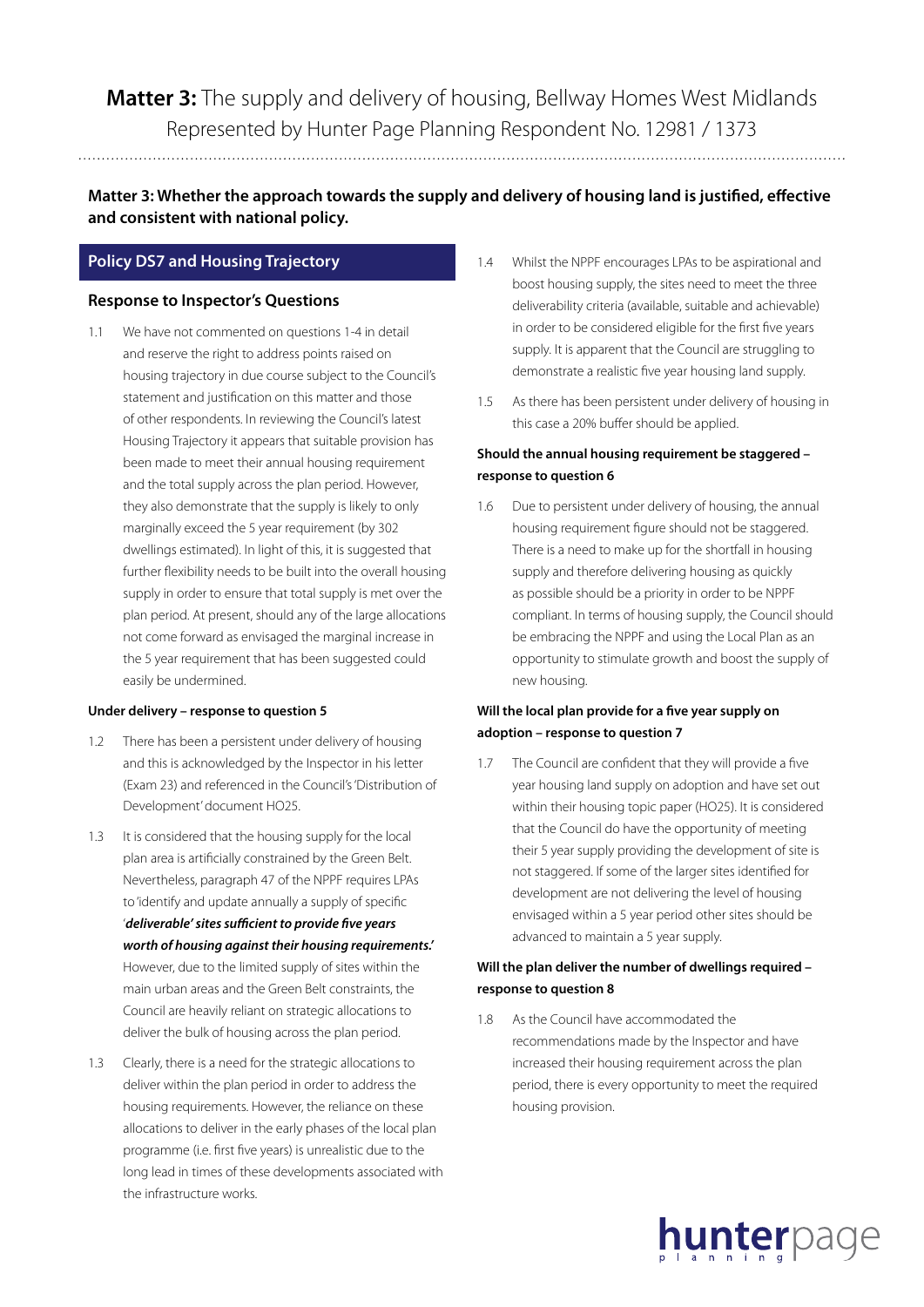# **Matter 3:** The supply and delivery of housing, Bellway Homes West Midlands Represented by Hunter Page Planning Respondent No. 12981 / 1373

**Matter 3: Whether the approach towards the supply and delivery of housing land is justified, effective and consistent with national policy.**

## Policy DS7 and Housing Trajectory

### Response to Inspector's Questions

1.1 We have not commented on questions 1-4 in detail and reserve the right to address points raised on housing trajectory in due course subject to the Council's statement and justification on this matter and those of other respondents. In reviewing the Council's latest Housing Trajectory it appears that suitable provision has been made to meet their annual housing requirement and the total supply across the plan period. However, they also demonstrate that the supply is likely to only marginally exceed the 5 year requirement (by 302 dwellings estimated). In light of this, it is suggested that further flexibility needs to be built into the overall housing supply in order to ensure that total supply is met over the plan period. At present, should any of the large allocations not come forward as envisaged the marginal increase in the 5 year requirement that has been suggested could easily be undermined.

#### Under delivery – response to question 5

1.2 There has been a persistent under delivery of housing and this is acknowledged by the Inspector in his letter (Exam 23) and referenced in the Council's 'Distribution of Development' document HO25.

1.3 It is considered that the housing supply for the local plan area is artificially constrained by the Green Belt. Nevertheless, paragraph 47 of the NPPF requires LPAs to 'identify and update annually a supply of specific '***deliverable' sites sufficient to provide five years worth of housing against their housing requirements.'*** However, due to the limited supply of sites within the main urban areas and the Green Belt constraints, the Council are heavily reliant on strategic allocations to deliver the bulk of housing across the plan period.

1.3 Clearly, there is a need for the strategic allocations to deliver within the plan period in order to address the housing requirements. However, the reliance on these allocations to deliver in the early phases of the local plan programme (i.e. first five years) is unrealistic due to the long lead in times of these developments associated with the infrastructure works.

1.4 Whilst the NPPF encourages LPAs to be aspirational and boost housing supply, the sites need to meet the three deliverability criteria (available, suitable and achievable) in order to be considered eligible for the first five years supply. It is apparent that the Council are struggling to demonstrate a realistic five year housing land supply.

1.5 As there has been persistent under delivery of housing in this case a 20% buffer should be applied.

#### Should the annual housing requirement be staggered – response to question 6

1.6 Due to persistent under delivery of housing, the annual housing requirement figure should not be staggered. There is a need to make up for the shortfall in housing supply and therefore delivering housing as quickly as possible should be a priority in order to be NPPF compliant. In terms of housing supply, the Council should be embracing the NPPF and using the Local Plan as an opportunity to stimulate growth and boost the supply of new housing.

#### Will the local plan provide for a five year supply on adoption – response to question 7

1.7 The Council are confident that they will provide a five year housing land supply on adoption and have set out within their housing topic paper (HO25). It is considered that the Council do have the opportunity of meeting their 5 year supply providing the development of site is not staggered. If some of the larger sites identified for development are not delivering the level of housing envisaged within a 5 year period other sites should be advanced to maintain a 5 year supply.

#### Will the plan deliver the number of dwellings required – response to question 8

1.8 As the Council have accommodated the recommendations made by the Inspector and have increased their housing requirement across the plan period, there is every opportunity to meet the required housing provision.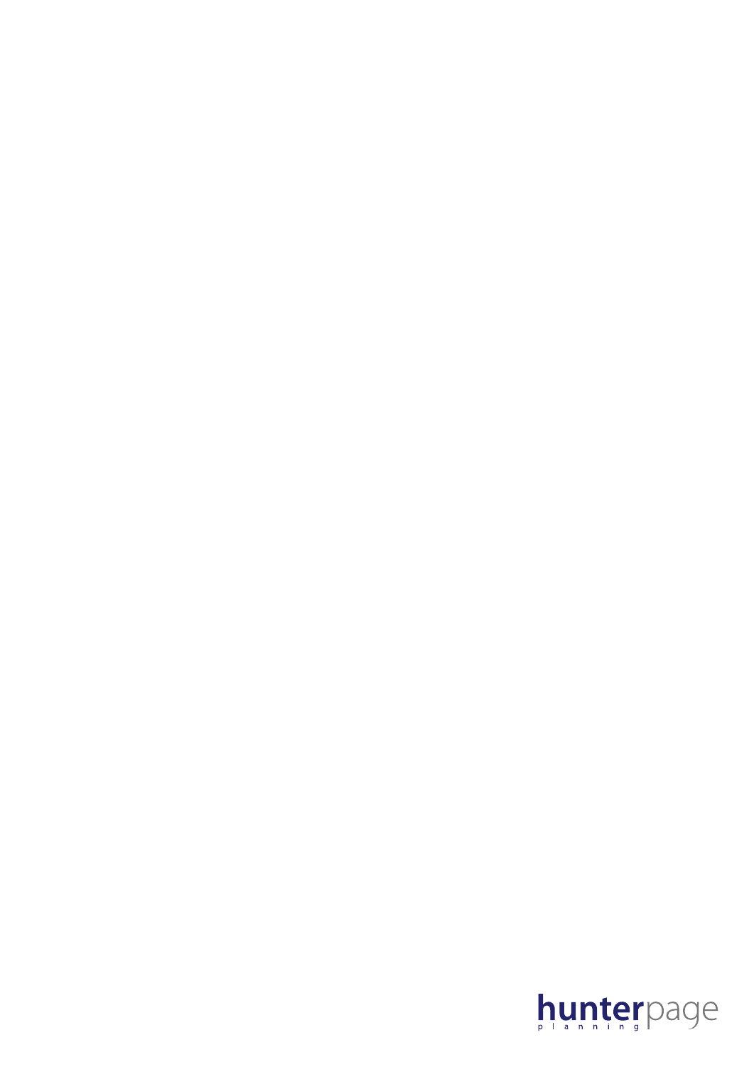hunterpage planning